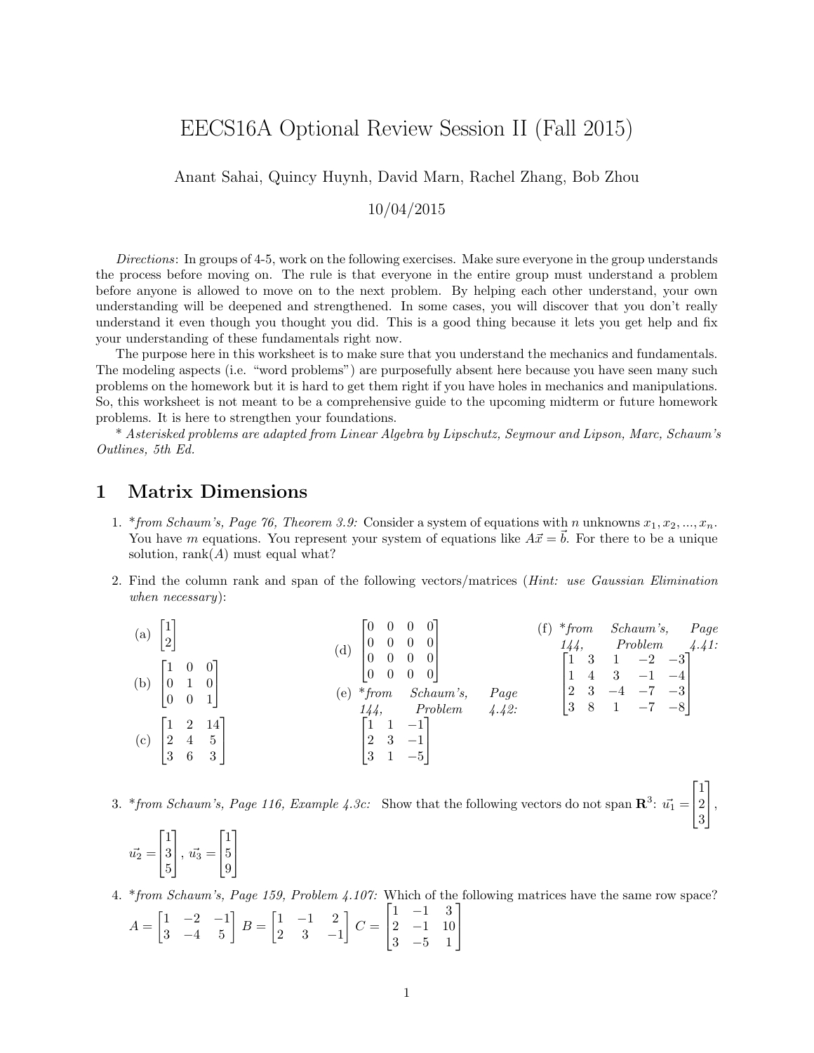# EECS16A Optional Review Session II (Fall 2015)

Anant Sahai, Quincy Huynh, David Marn, Rachel Zhang, Bob Zhou

10/04/2015

*Directions*: In groups of 4-5, work on the following exercises. Make sure everyone in the group understands the process before moving on. The rule is that everyone in the entire group must understand a problem before anyone is allowed to move on to the next problem. By helping each other understand, your own understanding will be deepened and strengthened. In some cases, you will discover that you don't really understand it even though you thought you did. This is a good thing because it lets you get help and fix your understanding of these fundamentals right now.

The purpose here in this worksheet is to make sure that you understand the mechanics and fundamentals. The modeling aspects (i.e. "word problems") are purposefully absent here because you have seen many such problems on the homework but it is hard to get them right if you have holes in mechanics and manipulations. So, this worksheet is not meant to be a comprehensive guide to the upcoming midterm or future homework problems. It is here to strengthen your foundations.

\* *Asterisked problems are adapted from Linear Algebra by Lipschutz, Seymour and Lipson, Marc, Schaum's Outlines, 5th Ed.*

## 1 Matrix Dimensions

1. *\*from Schaum's, Page 76, Theorem 3.9:* Consider a system of equations with $n$ unknowns $x_1, x_2, ..., x_n$. You have $m$ equations. You represent your system of equations like $A\vec{x} = \vec{b}$. For there to be a unique solution, rank($A$) must equal what?

2. Find the column rank and span of the following vectors/matrices (*Hint: use Gaussian Elimination when necessary*):

   (a) $\begin{bmatrix} 1 \\ 2 \end{bmatrix}$

   (b) $\begin{bmatrix} 1 & 0 & 0 \\ 0 & 1 & 0 \\ 0 & 0 & 1 \end{bmatrix}$

   (c) $\begin{bmatrix} 1 & 2 & 14 \\ 2 & 4 & 5 \\ 3 & 6 & 3 \end{bmatrix}$

   (d) $\begin{bmatrix} 0 & 0 & 0 & 0 \\ 0 & 0 & 0 & 0 \\ 0 & 0 & 0 & 0 \\ 0 & 0 & 0 & 0 \end{bmatrix}$

   (e) *\*from Schaum's, Page 144, Problem 4.42:* $\begin{bmatrix} 1 & 1 & -1 \\ 2 & 3 & -1 \\ 3 & 1 & -5 \end{bmatrix}$

   (f) *\*from Schaum's, Page 144, Problem 4.41:* $\begin{bmatrix} 1 & 3 & 1 & -2 & -3 \\ 1 & 4 & 3 & -1 & -4 \\ 2 & 3 & -4 & -7 & -3 \\ 3 & 8 & 1 & -7 & -8 \end{bmatrix}$

3. *\*from Schaum's, Page 116, Example 4.3c:* Show that the following vectors do not span $\mathbf{R}^3$: $\vec{u_1} = \begin{bmatrix} 1 \\ 2 \\ 3 \end{bmatrix}$, $\vec{u_2} = \begin{bmatrix} 1 \\ 3 \\ 5 \end{bmatrix}$, $\vec{u_3} = \begin{bmatrix} 1 \\ 5 \\ 9 \end{bmatrix}$

4. *\*from Schaum's, Page 159, Problem 4.107:* Which of the following matrices have the same row space?
$A = \begin{bmatrix} 1 & -2 & -1 \\ 3 & -4 & 5 \end{bmatrix}$ $B = \begin{bmatrix} 1 & -1 & 2 \\ 2 & 3 & -1 \end{bmatrix}$ $C = \begin{bmatrix} 1 & -1 & 3 \\ 2 & -1 & 10 \\ 3 & -5 & 1 \end{bmatrix}$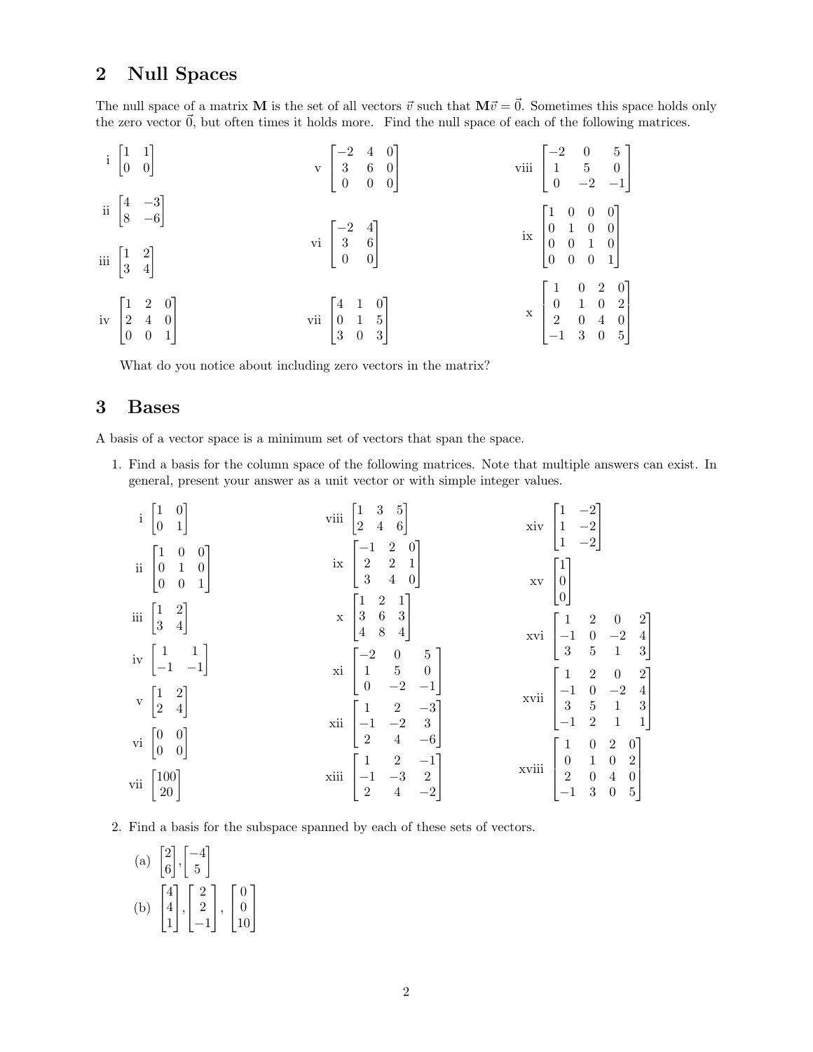## 2 Null Spaces

The null space of a matrix $\mathbf{M}$ is the set of all vectors $\vec{v}$ such that $\mathbf{M}\vec{v} = \vec{0}$. Sometimes this space holds only the zero vector $\vec{0}$, but often times it holds more. Find the null space of each of the following matrices.

i $\begin{bmatrix} 1 & 1 \\ 0 & 0 \end{bmatrix}$

ii $\begin{bmatrix} 4 & -3 \\ 8 & -6 \end{bmatrix}$

iii $\begin{bmatrix} 1 & 2 \\ 3 & 4 \end{bmatrix}$

iv $\begin{bmatrix} 1 & 2 & 0 \\ 2 & 4 & 0 \\ 0 & 0 & 1 \end{bmatrix}$

v $\begin{bmatrix} -2 & 4 & 0 \\ 3 & 6 & 0 \\ 0 & 0 & 0 \end{bmatrix}$

vi $\begin{bmatrix} -2 & 4 \\ 3 & 6 \\ 0 & 0 \end{bmatrix}$

vii $\begin{bmatrix} 4 & 1 & 0 \\ 0 & 1 & 5 \\ 3 & 0 & 3 \end{bmatrix}$

viii $\begin{bmatrix} -2 & 0 & 5 \\ 1 & 5 & 0 \\ 0 & -2 & -1 \end{bmatrix}$

ix $\begin{bmatrix} 1 & 0 & 0 & 0 \\ 0 & 1 & 0 & 0 \\ 0 & 0 & 1 & 0 \\ 0 & 0 & 0 & 1 \end{bmatrix}$

x $\begin{bmatrix} 1 & 0 & 2 & 0 \\ 0 & 1 & 0 & 2 \\ 2 & 0 & 4 & 0 \\ -1 & 3 & 0 & 5 \end{bmatrix}$

What do you notice about including zero vectors in the matrix?

## 3 Bases

A basis of a vector space is a minimum set of vectors that span the space.

1. Find a basis for the column space of the following matrices. Note that multiple answers can exist. In general, present your answer as a unit vector or with simple integer values.

i $\begin{bmatrix} 1 & 0 \\ 0 & 1 \end{bmatrix}$

ii $\begin{bmatrix} 1 & 0 & 0 \\ 0 & 1 & 0 \\ 0 & 0 & 1 \end{bmatrix}$

iii $\begin{bmatrix} 1 & 2 \\ 3 & 4 \end{bmatrix}$

iv $\begin{bmatrix} 1 & 1 \\ -1 & -1 \end{bmatrix}$

v $\begin{bmatrix} 1 & 2 \\ 2 & 4 \end{bmatrix}$

vi $\begin{bmatrix} 0 & 0 \\ 0 & 0 \end{bmatrix}$

vii $\begin{bmatrix} 100 \\ 20 \end{bmatrix}$

viii $\begin{bmatrix} 1 & 3 & 5 \\ 2 & 4 & 6 \end{bmatrix}$

ix $\begin{bmatrix} -1 & 2 & 0 \\ 2 & 2 & 1 \\ 3 & 4 & 0 \end{bmatrix}$

x $\begin{bmatrix} 1 & 2 & 1 \\ 3 & 6 & 3 \\ 4 & 8 & 4 \end{bmatrix}$

xi $\begin{bmatrix} -2 & 0 & 5 \\ 1 & 5 & 0 \\ 0 & -2 & -1 \end{bmatrix}$

xii $\begin{bmatrix} 1 & 2 & -3 \\ -1 & -2 & 3 \\ 2 & 4 & -6 \end{bmatrix}$

xiii $\begin{bmatrix} 1 & 2 & -1 \\ -1 & -3 & 2 \\ 2 & 4 & -2 \end{bmatrix}$

xiv $\begin{bmatrix} 1 & -2 \\ 1 & -2 \\ 1 & -2 \end{bmatrix}$

xv $\begin{bmatrix} 1 \\ 0 \\ 0 \end{bmatrix}$

xvi $\begin{bmatrix} 1 & 2 & 0 & 2 \\ -1 & 0 & -2 & 4 \\ 3 & 5 & 1 & 3 \end{bmatrix}$

xvii $\begin{bmatrix} 1 & 2 & 0 & 2 \\ -1 & 0 & -2 & 4 \\ 3 & 5 & 1 & 3 \\ -1 & 2 & 1 & 1 \end{bmatrix}$

xviii $\begin{bmatrix} 1 & 0 & 2 & 0 \\ 0 & 1 & 0 & 2 \\ 2 & 0 & 4 & 0 \\ -1 & 3 & 0 & 5 \end{bmatrix}$

2. Find a basis for the subspace spanned by each of these sets of vectors.

(a) $\begin{bmatrix} 2 \\ 6 \end{bmatrix}, \begin{bmatrix} -4 \\ 5 \end{bmatrix}$

(b) $\begin{bmatrix} 4 \\ 4 \\ 1 \end{bmatrix}, \begin{bmatrix} 2 \\ 2 \\ -1 \end{bmatrix}, \begin{bmatrix} 0 \\ 0 \\ 10 \end{bmatrix}$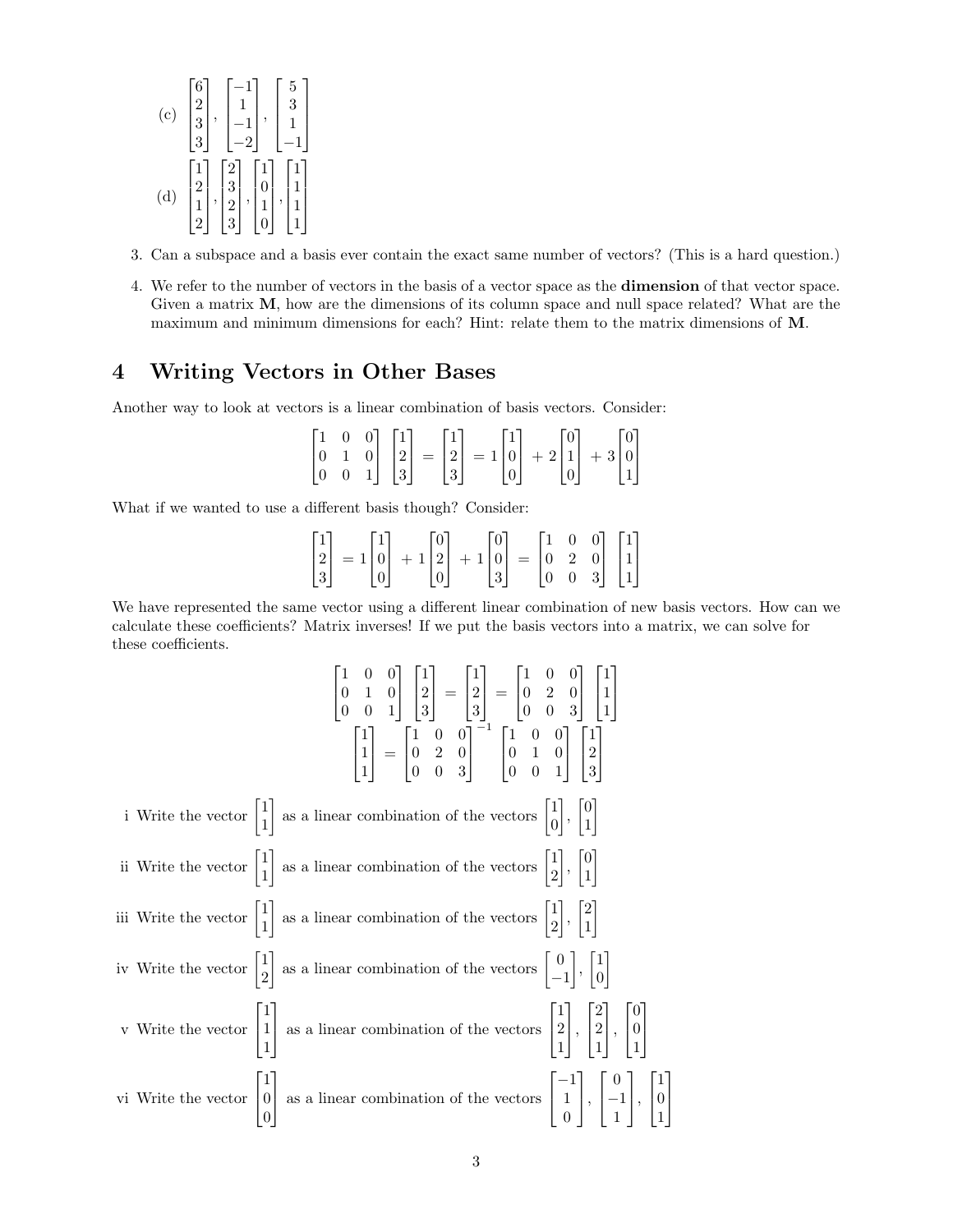(c) $\begin{bmatrix} 6 \\ 2 \\ 3 \\ 3 \end{bmatrix}, \begin{bmatrix} -1 \\ 1 \\ -1 \\ -2 \end{bmatrix}, \begin{bmatrix} 5 \\ 3 \\ 1 \\ -1 \end{bmatrix}$

(d) $\begin{bmatrix} 1 \\ 2 \\ 1 \\ 2 \end{bmatrix}, \begin{bmatrix} 2 \\ 3 \\ 2 \\ 3 \end{bmatrix}, \begin{bmatrix} 1 \\ 0 \\ 1 \\ 0 \end{bmatrix}, \begin{bmatrix} 1 \\ 1 \\ 1 \\ 1 \end{bmatrix}$

3. Can a subspace and a basis ever contain the exact same number of vectors? (This is a hard question.)

4. We refer to the number of vectors in the basis of a vector space as the **dimension** of that vector space. Given a matrix $\mathbf{M}$, how are the dimensions of its column space and null space related? What are the maximum and minimum dimensions for each? Hint: relate them to the matrix dimensions of $\mathbf{M}$.

# 4 Writing Vectors in Other Bases

Another way to look at vectors is a linear combination of basis vectors. Consider:

$$\begin{bmatrix} 1 & 0 & 0 \\ 0 & 1 & 0 \\ 0 & 0 & 1 \end{bmatrix} \begin{bmatrix} 1 \\ 2 \\ 3 \end{bmatrix} = \begin{bmatrix} 1 \\ 2 \\ 3 \end{bmatrix} = 1 \begin{bmatrix} 1 \\ 0 \\ 0 \end{bmatrix} + 2 \begin{bmatrix} 0 \\ 1 \\ 0 \end{bmatrix} + 3 \begin{bmatrix} 0 \\ 0 \\ 1 \end{bmatrix}$$

What if we wanted to use a different basis though? Consider:

$$\begin{bmatrix} 1 \\ 2 \\ 3 \end{bmatrix} = 1 \begin{bmatrix} 1 \\ 0 \\ 0 \end{bmatrix} + 1 \begin{bmatrix} 0 \\ 2 \\ 0 \end{bmatrix} + 1 \begin{bmatrix} 0 \\ 0 \\ 3 \end{bmatrix} = \begin{bmatrix} 1 & 0 & 0 \\ 0 & 2 & 0 \\ 0 & 0 & 3 \end{bmatrix} \begin{bmatrix} 1 \\ 1 \\ 1 \end{bmatrix}$$

We have represented the same vector using a different linear combination of new basis vectors. How can we calculate these coefficients? Matrix inverses! If we put the basis vectors into a matrix, we can solve for these coefficients.

$$\begin{bmatrix} 1 & 0 & 0 \\ 0 & 1 & 0 \\ 0 & 0 & 1 \end{bmatrix} \begin{bmatrix} 1 \\ 2 \\ 3 \end{bmatrix} = \begin{bmatrix} 1 \\ 2 \\ 3 \end{bmatrix} = \begin{bmatrix} 1 & 0 & 0 \\ 0 & 2 & 0 \\ 0 & 0 & 3 \end{bmatrix} \begin{bmatrix} 1 \\ 1 \\ 1 \end{bmatrix}$$

$$\begin{bmatrix} 1 \\ 1 \\ 1 \end{bmatrix} = \begin{bmatrix} 1 & 0 & 0 \\ 0 & 2 & 0 \\ 0 & 0 & 3 \end{bmatrix}^{-1} \begin{bmatrix} 1 & 0 & 0 \\ 0 & 1 & 0 \\ 0 & 0 & 1 \end{bmatrix} \begin{bmatrix} 1 \\ 2 \\ 3 \end{bmatrix}$$

i Write the vector $\begin{bmatrix} 1 \\ 1 \end{bmatrix}$ as a linear combination of the vectors $\begin{bmatrix} 1 \\ 0 \end{bmatrix}, \begin{bmatrix} 0 \\ 1 \end{bmatrix}$

ii Write the vector $\begin{bmatrix} 1 \\ 1 \end{bmatrix}$ as a linear combination of the vectors $\begin{bmatrix} 1 \\ 2 \end{bmatrix}, \begin{bmatrix} 0 \\ 1 \end{bmatrix}$

iii Write the vector $\begin{bmatrix} 1 \\ 1 \end{bmatrix}$ as a linear combination of the vectors $\begin{bmatrix} 1 \\ 2 \end{bmatrix}, \begin{bmatrix} 2 \\ 1 \end{bmatrix}$

iv Write the vector $\begin{bmatrix} 1 \\ 2 \end{bmatrix}$ as a linear combination of the vectors $\begin{bmatrix} 0 \\ -1 \end{bmatrix}, \begin{bmatrix} 1 \\ 0 \end{bmatrix}$

v Write the vector $\begin{bmatrix} 1 \\ 1 \\ 1 \end{bmatrix}$ as a linear combination of the vectors $\begin{bmatrix} 1 \\ 2 \\ 1 \end{bmatrix}, \begin{bmatrix} 2 \\ 2 \\ 1 \end{bmatrix}, \begin{bmatrix} 0 \\ 0 \\ 1 \end{bmatrix}$

vi Write the vector $\begin{bmatrix} 1 \\ 0 \\ 0 \end{bmatrix}$ as a linear combination of the vectors $\begin{bmatrix} -1 \\ 1 \\ 0 \end{bmatrix}, \begin{bmatrix} 0 \\ -1 \\ 1 \end{bmatrix}, \begin{bmatrix} 1 \\ 0 \\ 1 \end{bmatrix}$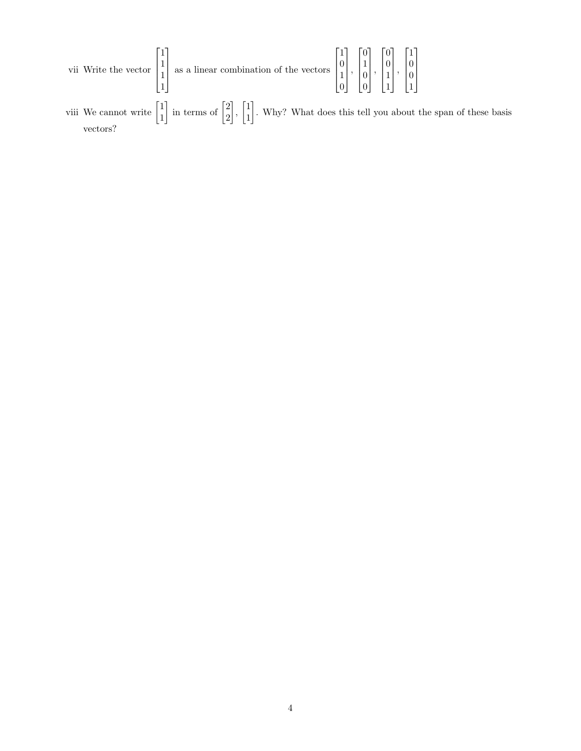vii Write the vector $\begin{bmatrix} 1 \\ 1 \\ 1 \\ 1 \end{bmatrix}$ as a linear combination of the vectors $\begin{bmatrix} 1 \\ 0 \\ 1 \\ 0 \end{bmatrix}$, $\begin{bmatrix} 0 \\ 1 \\ 0 \\ 0 \end{bmatrix}$, $\begin{bmatrix} 0 \\ 0 \\ 1 \\ 1 \end{bmatrix}$, $\begin{bmatrix} 1 \\ 0 \\ 0 \\ 1 \end{bmatrix}$

viii We cannot write $\begin{bmatrix} 1 \\ 1 \end{bmatrix}$ in terms of $\begin{bmatrix} 2 \\ 2 \end{bmatrix}$, $\begin{bmatrix} 1 \\ 1 \end{bmatrix}$. Why? What does this tell you about the span of these basis vectors?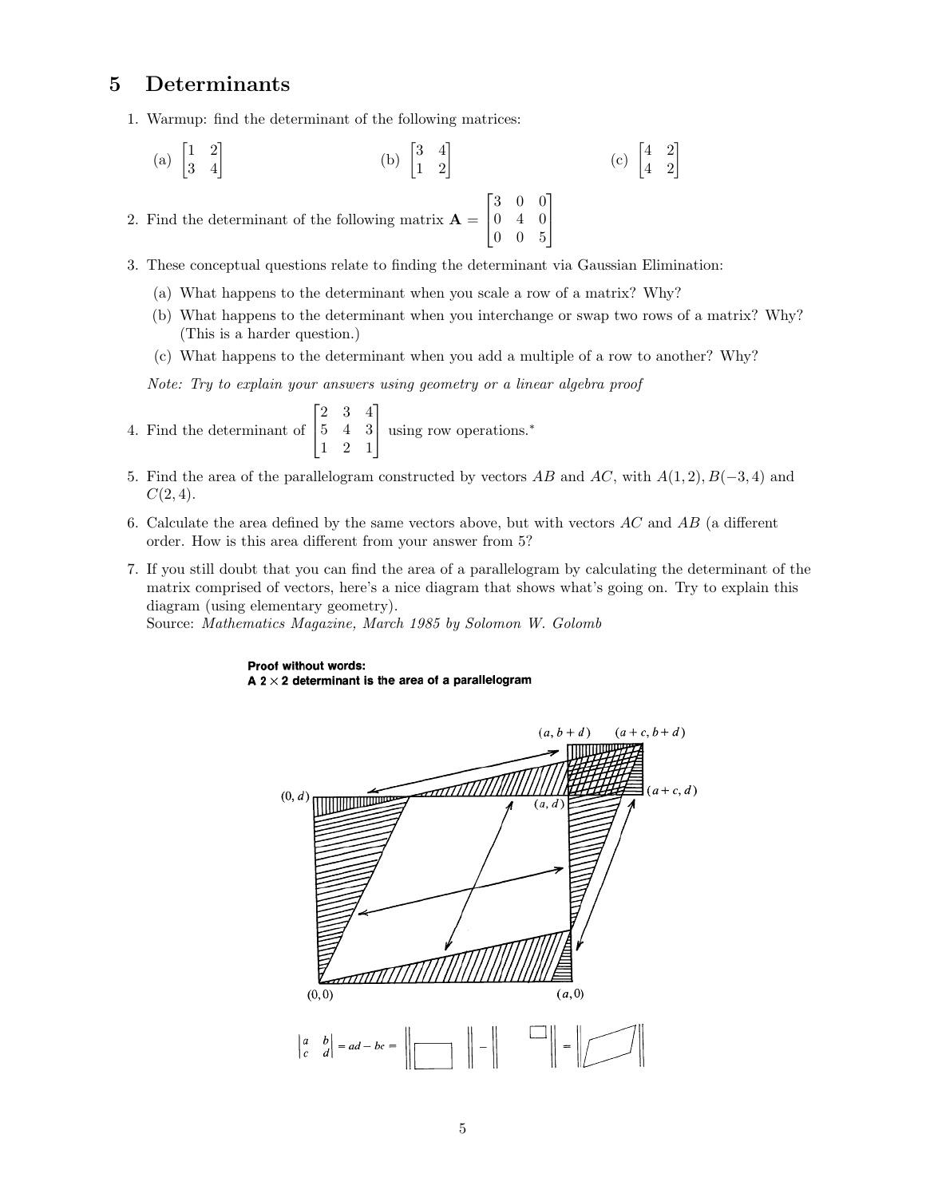# 5 Determinants

1. Warmup: find the determinant of the following matrices:

   (a) $\begin{bmatrix} 1 & 2 \\ 3 & 4 \end{bmatrix}$ (b) $\begin{bmatrix} 3 & 4 \\ 1 & 2 \end{bmatrix}$ (c) $\begin{bmatrix} 4 & 2 \\ 4 & 2 \end{bmatrix}$

2. Find the determinant of the following matrix $\mathbf{A} = \begin{bmatrix} 3 & 0 & 0 \\ 0 & 4 & 0 \\ 0 & 0 & 5 \end{bmatrix}$

3. These conceptual questions relate to finding the determinant via Gaussian Elimination:

   (a) What happens to the determinant when you scale a row of a matrix? Why?

   (b) What happens to the determinant when you interchange or swap two rows of a matrix? Why? (This is a harder question.)

   (c) What happens to the determinant when you add a multiple of a row to another? Why?

   *Note: Try to explain your answers using geometry or a linear algebra proof*

4. Find the determinant of $\begin{bmatrix} 2 & 3 & 4 \\ 5 & 4 & 3 \\ 1 & 2 & 1 \end{bmatrix}$ using row operations.*

5. Find the area of the parallelogram constructed by vectors $AB$ and $AC$, with $A(1,2), B(-3,4)$ and $C(2,4)$.

6. Calculate the area defined by the same vectors above, but with vectors $AC$ and $AB$ (a different order. How is this area different from your answer from 5?

7. If you still doubt that you can find the area of a parallelogram by calculating the determinant of the matrix comprised of vectors, here's a nice diagram that shows what's going on. Try to explain this diagram (using elementary geometry).
   Source: *Mathematics Magazine, March 1985 by Solomon W. Golomb*

**Proof without words:**
**A $2 \times 2$ determinant is the area of a parallelogram**

$(a, b+d)$ $(a+c, b+d)$ $(0, d)$ $(a, d)$ $(a+c, d)$ $(0,0)$ $(a,0)$

$$\begin{vmatrix} a & b \\ c & d \end{vmatrix} = ad - bc$$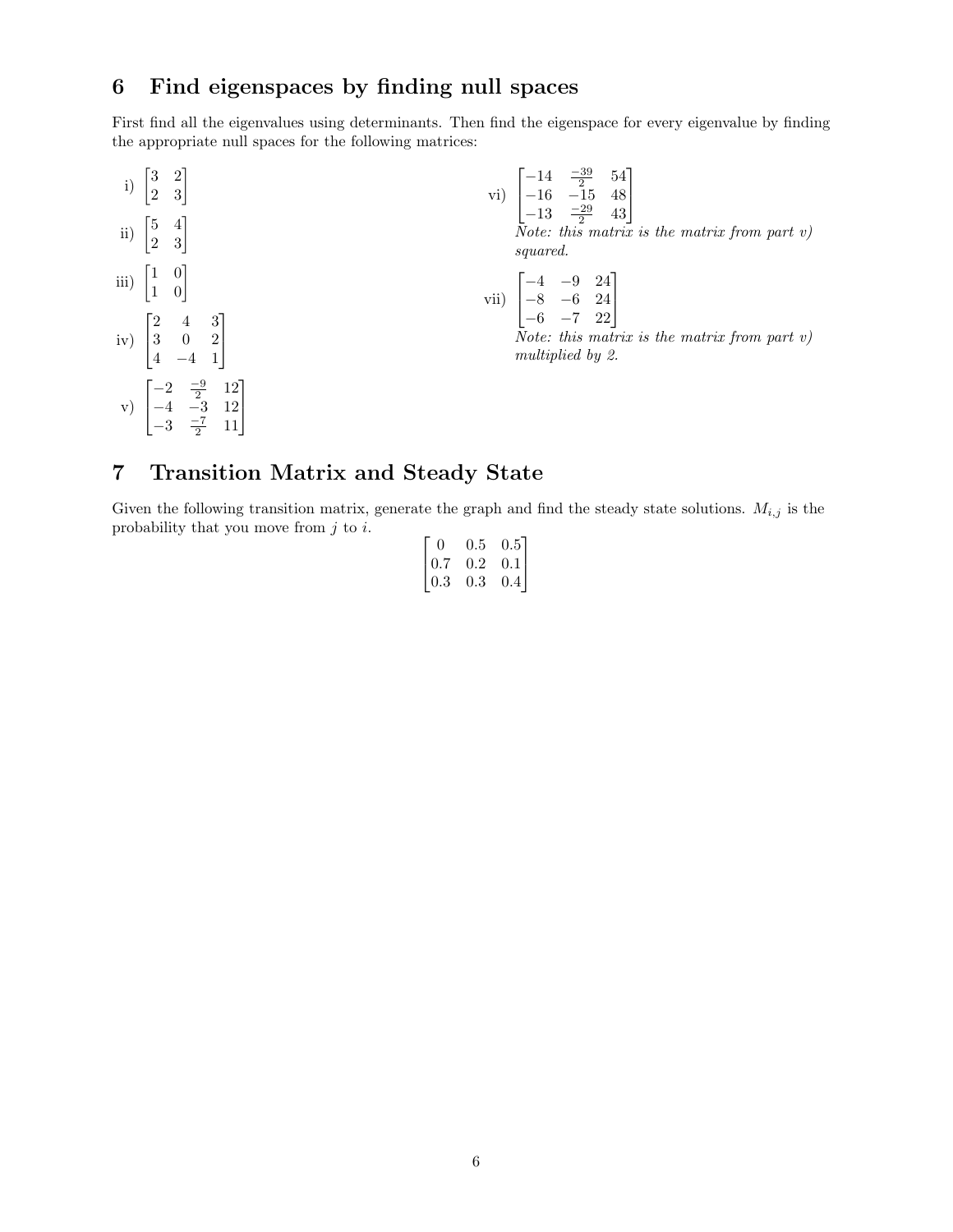## 6 Find eigenspaces by finding null spaces

First find all the eigenvalues using determinants. Then find the eigenspace for every eigenvalue by finding the appropriate null spaces for the following matrices:

i) $\begin{bmatrix} 3 & 2 \\ 2 & 3 \end{bmatrix}$

ii) $\begin{bmatrix} 5 & 4 \\ 2 & 3 \end{bmatrix}$

iii) $\begin{bmatrix} 1 & 0 \\ 1 & 0 \end{bmatrix}$

iv) $\begin{bmatrix} 2 & 4 & 3 \\ 3 & 0 & 2 \\ 4 & -4 & 1 \end{bmatrix}$

v) $\begin{bmatrix} -2 & \frac{-9}{2} & 12 \\ -4 & -3 & 12 \\ -3 & \frac{-7}{2} & 11 \end{bmatrix}$

vi) $\begin{bmatrix} -14 & \frac{-39}{2} & 54 \\ -16 & -15 & 48 \\ -13 & \frac{-29}{2} & 43 \end{bmatrix}$

*Note: this matrix is the matrix from part v) squared.*

vii) $\begin{bmatrix} -4 & -9 & 24 \\ -8 & -6 & 24 \\ -6 & -7 & 22 \end{bmatrix}$

*Note: this matrix is the matrix from part v) multiplied by 2.*

## 7 Transition Matrix and Steady State

Given the following transition matrix, generate the graph and find the steady state solutions. $M_{i,j}$ is the probability that you move from $j$ to $i$.

$$\begin{bmatrix} 0 & 0.5 & 0.5 \\ 0.7 & 0.2 & 0.1 \\ 0.3 & 0.3 & 0.4 \end{bmatrix}$$